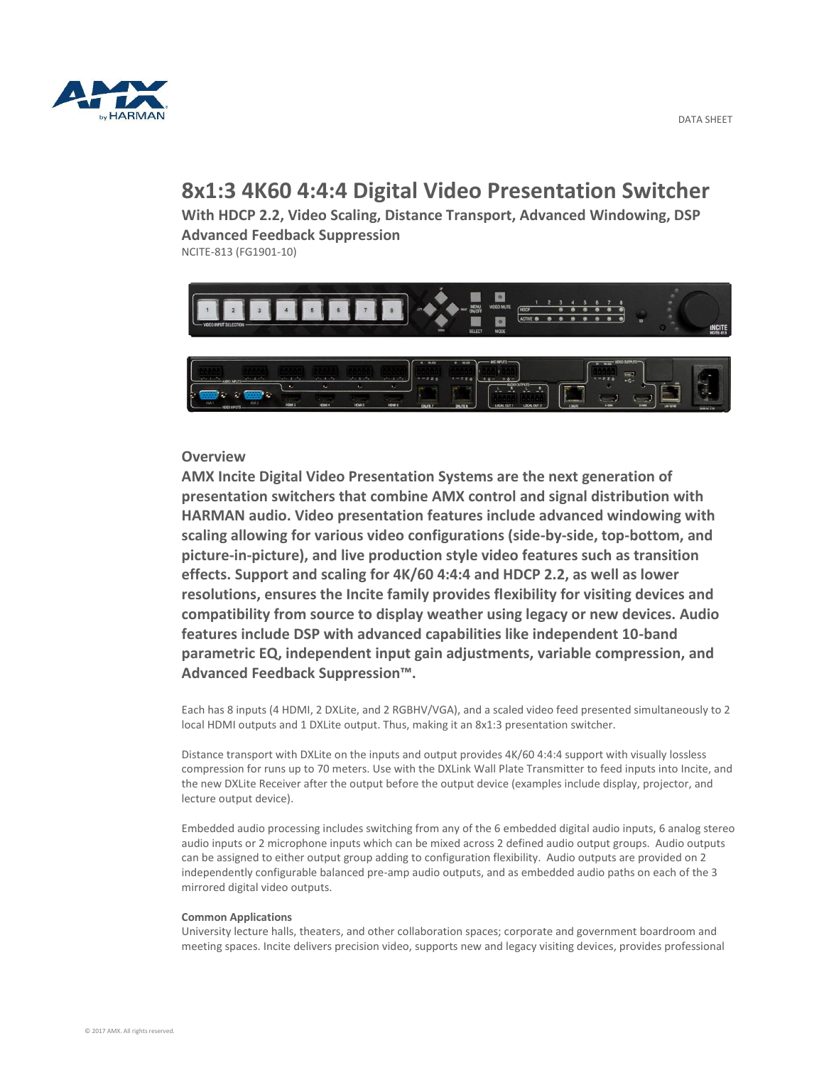DATA SHEET

# 8x1:3 4K60 4:4:4 Digital Video Presentation Switcher

**With HDCP 2.2, Video Scaling, Distance Transport, Advanced Windowing, DSP Advanced Feedback Suppression**

NCITE-813 (FG1901-10)

## Overview

**AMX Incite Digital Video Presentation Systems are the next generation of presentation switchers that combine AMX control and signal distribution with HARMAN audio. Video presentation features include advanced windowing with scaling allowing for various video configurations (side-by-side, top-bottom, and picture-in-picture), and live production style video features such as transition effects. Support and scaling for 4K/60 4:4:4 and HDCP 2.2, as well as lower resolutions, ensures the Incite family provides flexibility for visiting devices and compatibility from source to display weather using legacy or new devices. Audio features include DSP with advanced capabilities like independent 10-band parametric EQ, independent input gain adjustments, variable compression, and Advanced Feedback Suppression™.**

Each has 8 inputs (4 HDMI, 2 DXLite, and 2 RGBHV/VGA), and a scaled video feed presented simultaneously to 2 local HDMI outputs and 1 DXLite output. Thus, making it an 8x1:3 presentation switcher.

Distance transport with DXLite on the inputs and output provides 4K/60 4:4:4 support with visually lossless compression for runs up to 70 meters. Use with the DXLink Wall Plate Transmitter to feed inputs into Incite, and the new DXLite Receiver after the output before the output device (examples include display, projector, and lecture output device).

Embedded audio processing includes switching from any of the 6 embedded digital audio inputs, 6 analog stereo audio inputs or 2 microphone inputs which can be mixed across 2 defined audio output groups. Audio outputs can be assigned to either output group adding to configuration flexibility. Audio outputs are provided on 2 independently configurable balanced pre-amp audio outputs, and as embedded audio paths on each of the 3 mirrored digital video outputs.

**Common Applications**

University lecture halls, theaters, and other collaboration spaces; corporate and government boardroom and meeting spaces. Incite delivers precision video, supports new and legacy visiting devices, provides professional

© 2017 AMX. All rights reserved.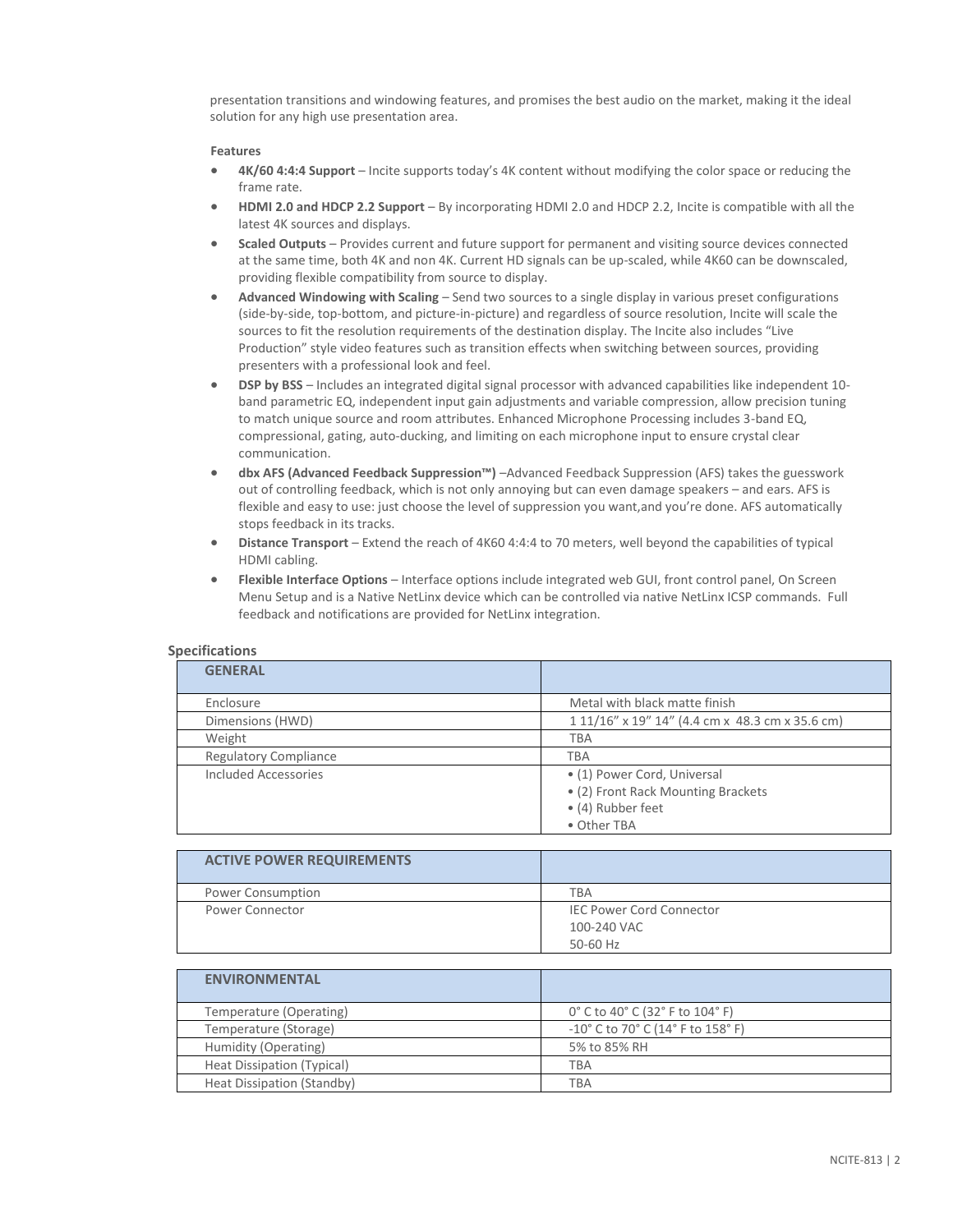presentation transitions and windowing features, and promises the best audio on the market, making it the ideal solution for any high use presentation area.

**Features**

- **4K/60 4:4:4 Support** – Incite supports today's 4K content without modifying the color space or reducing the frame rate.
- **HDMI 2.0 and HDCP 2.2 Support** – By incorporating HDMI 2.0 and HDCP 2.2, Incite is compatible with all the latest 4K sources and displays.
- **Scaled Outputs** – Provides current and future support for permanent and visiting source devices connected at the same time, both 4K and non 4K. Current HD signals can be up-scaled, while 4K60 can be downscaled, providing flexible compatibility from source to display.
- **Advanced Windowing with Scaling** – Send two sources to a single display in various preset configurations (side-by-side, top-bottom, and picture-in-picture) and regardless of source resolution, Incite will scale the sources to fit the resolution requirements of the destination display. The Incite also includes "Live Production" style video features such as transition effects when switching between sources, providing presenters with a professional look and feel.
- **DSP by BSS** – Includes an integrated digital signal processor with advanced capabilities like independent 10-band parametric EQ, independent input gain adjustments and variable compression, allow precision tuning to match unique source and room attributes. Enhanced Microphone Processing includes 3-band EQ, compressional, gating, auto-ducking, and limiting on each microphone input to ensure crystal clear communication.
- **dbx AFS (Advanced Feedback Suppression™)** –Advanced Feedback Suppression (AFS) takes the guesswork out of controlling feedback, which is not only annoying but can even damage speakers – and ears. AFS is flexible and easy to use: just choose the level of suppression you want,and you're done. AFS automatically stops feedback in its tracks.
- **Distance Transport** – Extend the reach of 4K60 4:4:4 to 70 meters, well beyond the capabilities of typical HDMI cabling.
- **Flexible Interface Options** – Interface options include integrated web GUI, front control panel, On Screen Menu Setup and is a Native NetLinx device which can be controlled via native NetLinx ICSP commands. Full feedback and notifications are provided for NetLinx integration.

## Specifications

| GENERAL | |
|---|---|
| Enclosure | Metal with black matte finish |
| Dimensions (HWD) | 1 11/16" x 19" 14" (4.4 cm x 48.3 cm x 35.6 cm) |
| Weight | TBA |
| Regulatory Compliance | TBA |
| Included Accessories | • (1) Power Cord, Universal<br>• (2) Front Rack Mounting Brackets<br>• (4) Rubber feet<br>• Other TBA |

| ACTIVE POWER REQUIREMENTS | |
|---|---|
| Power Consumption | TBA |
| Power Connector | IEC Power Cord Connector<br>100-240 VAC<br>50-60 Hz |

| ENVIRONMENTAL | |
|---|---|
| Temperature (Operating) | 0° C to 40° C (32° F to 104° F) |
| Temperature (Storage) | -10° C to 70° C (14° F to 158° F) |
| Humidity (Operating) | 5% to 85% RH |
| Heat Dissipation (Typical) | TBA |
| Heat Dissipation (Standby) | TBA |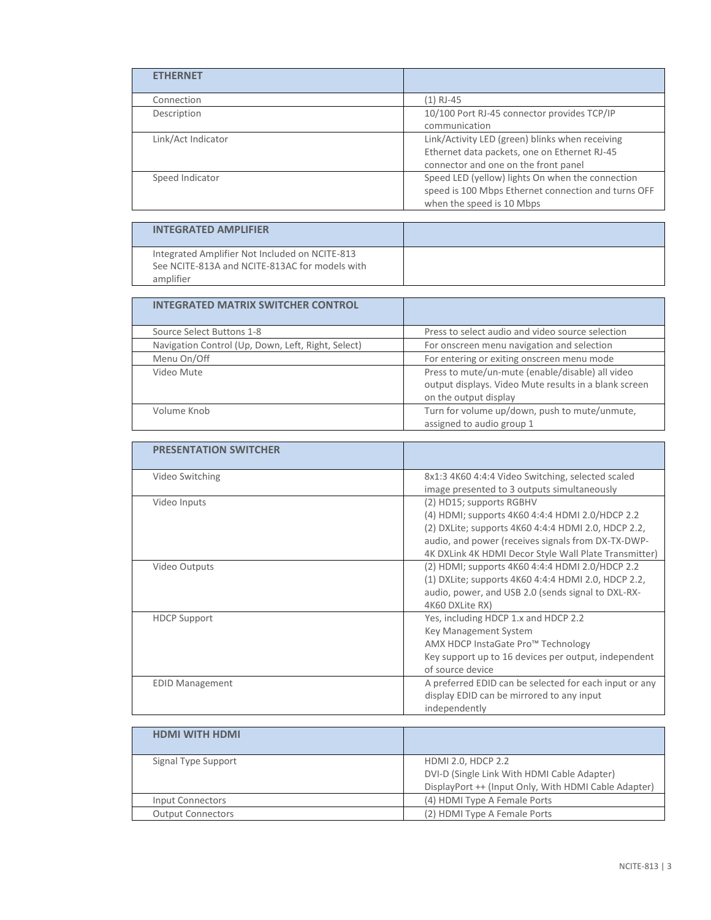| ETHERNET | |
|---|---|
| Connection | (1) RJ-45 |
| Description | 10/100 Port RJ-45 connector provides TCP/IP communication |
| Link/Act Indicator | Link/Activity LED (green) blinks when receiving Ethernet data packets, one on Ethernet RJ-45 connector and one on the front panel |
| Speed Indicator | Speed LED (yellow) lights On when the connection speed is 100 Mbps Ethernet connection and turns OFF when the speed is 10 Mbps |

| INTEGRATED AMPLIFIER | |
|---|---|
| Integrated Amplifier Not Included on NCITE-813<br>See NCITE-813A and NCITE-813AC for models with amplifier | |

| INTEGRATED MATRIX SWITCHER CONTROL | |
|---|---|
| Source Select Buttons 1-8 | Press to select audio and video source selection |
| Navigation Control (Up, Down, Left, Right, Select) | For onscreen menu navigation and selection |
| Menu On/Off | For entering or exiting onscreen menu mode |
| Video Mute | Press to mute/un-mute (enable/disable) all video output displays. Video Mute results in a blank screen on the output display |
| Volume Knob | Turn for volume up/down, push to mute/unmute, assigned to audio group 1 |

| PRESENTATION SWITCHER | |
|---|---|
| Video Switching | 8x1:3 4K60 4:4:4 Video Switching, selected scaled image presented to 3 outputs simultaneously |
| Video Inputs | (2) HD15; supports RGBHV<br>(4) HDMI; supports 4K60 4:4:4 HDMI 2.0/HDCP 2.2<br>(2) DXLite; supports 4K60 4:4:4 HDMI 2.0, HDCP 2.2, audio, and power (receives signals from DX-TX-DWP-4K DXLink 4K HDMI Decor Style Wall Plate Transmitter) |
| Video Outputs | (2) HDMI; supports 4K60 4:4:4 HDMI 2.0/HDCP 2.2<br>(1) DXLite; supports 4K60 4:4:4 HDMI 2.0, HDCP 2.2, audio, power, and USB 2.0 (sends signal to DXL-RX-4K60 DXLite RX) |
| HDCP Support | Yes, including HDCP 1.x and HDCP 2.2<br>Key Management System<br>AMX HDCP InstaGate Pro™ Technology<br>Key support up to 16 devices per output, independent of source device |
| EDID Management | A preferred EDID can be selected for each input or any display EDID can be mirrored to any input independently |

| HDMI WITH HDMI | |
|---|---|
| Signal Type Support | HDMI 2.0, HDCP 2.2<br>DVI-D (Single Link With HDMI Cable Adapter)<br>DisplayPort ++ (Input Only, With HDMI Cable Adapter) |
| Input Connectors | (4) HDMI Type A Female Ports |
| Output Connectors | (2) HDMI Type A Female Ports |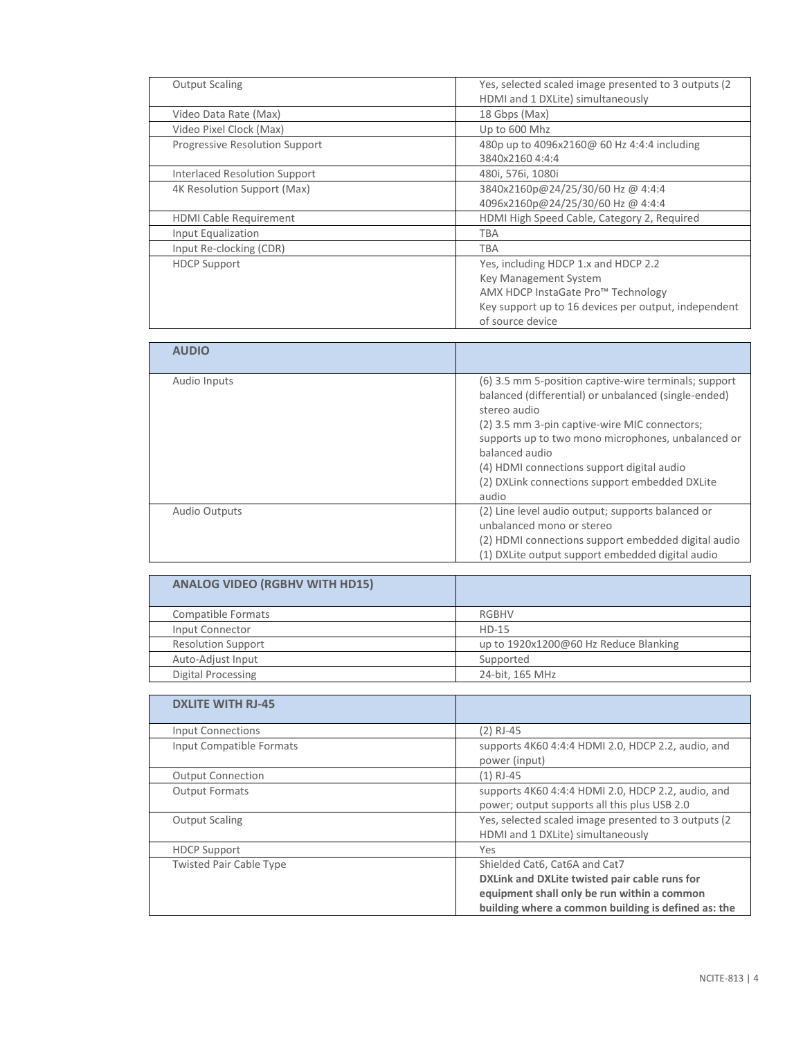| | |
|---|---|
| Output Scaling | Yes, selected scaled image presented to 3 outputs (2 HDMI and 1 DXLite) simultaneously |
| Video Data Rate (Max) | 18 Gbps (Max) |
| Video Pixel Clock (Max) | Up to 600 Mhz |
| Progressive Resolution Support | 480p up to 4096x2160@ 60 Hz 4:4:4 including 3840x2160 4:4:4 |
| Interlaced Resolution Support | 480i, 576i, 1080i |
| 4K Resolution Support (Max) | 3840x2160p@24/25/30/60 Hz @ 4:4:4<br>4096x2160p@24/25/30/60 Hz @ 4:4:4 |
| HDMI Cable Requirement | HDMI High Speed Cable, Category 2, Required |
| Input Equalization | TBA |
| Input Re-clocking (CDR) | TBA |
| HDCP Support | Yes, including HDCP 1.x and HDCP 2.2<br>Key Management System<br>AMX HDCP InstaGate Pro™ Technology<br>Key support up to 16 devices per output, independent of source device |

| **AUDIO** | |
|---|---|
| Audio Inputs | (6) 3.5 mm 5-position captive-wire terminals; support balanced (differential) or unbalanced (single-ended) stereo audio<br>(2) 3.5 mm 3-pin captive-wire MIC connectors; supports up to two mono microphones, unbalanced or balanced audio<br>(4) HDMI connections support digital audio<br>(2) DXLink connections support embedded DXLite audio |
| Audio Outputs | (2) Line level audio output; supports balanced or unbalanced mono or stereo<br>(2) HDMI connections support embedded digital audio<br>(1) DXLite output support embedded digital audio |

| **ANALOG VIDEO (RGBHV WITH HD15)** | |
|---|---|
| Compatible Formats | RGBHV |
| Input Connector | HD-15 |
| Resolution Support | up to 1920x1200@60 Hz Reduce Blanking |
| Auto-Adjust Input | Supported |
| Digital Processing | 24-bit, 165 MHz |

| **DXLITE WITH RJ-45** | |
|---|---|
| Input Connections | (2) RJ-45 |
| Input Compatible Formats | supports 4K60 4:4:4 HDMI 2.0, HDCP 2.2, audio, and power (input) |
| Output Connection | (1) RJ-45 |
| Output Formats | supports 4K60 4:4:4 HDMI 2.0, HDCP 2.2, audio, and power; output supports all this plus USB 2.0 |
| Output Scaling | Yes, selected scaled image presented to 3 outputs (2 HDMI and 1 DXLite) simultaneously |
| HDCP Support | Yes |
| Twisted Pair Cable Type | Shielded Cat6, Cat6A and Cat7<br>**DXLink and DXLite twisted pair cable runs for equipment shall only be run within a common building where a common building is defined as: the** |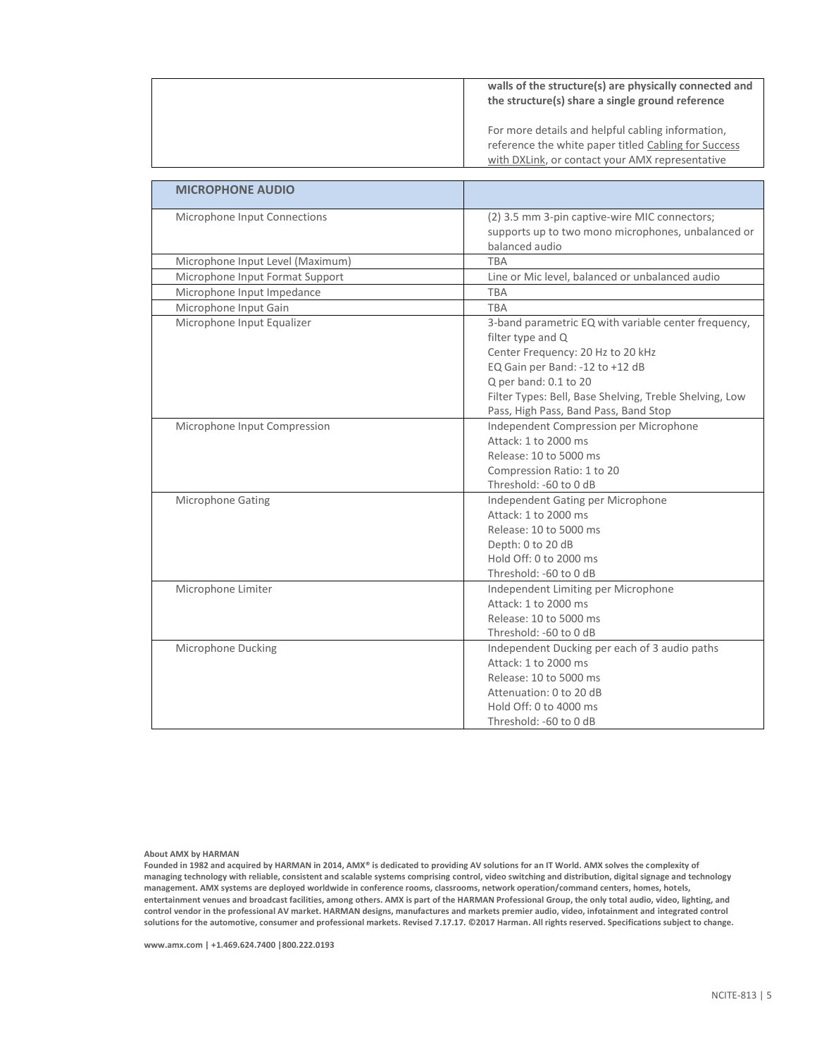| | |
|---|---|
| | **walls of the structure(s) are physically connected and the structure(s) share a single ground reference**<br><br>For more details and helpful cabling information, reference the white paper titled Cabling for Success with DXLink, or contact your AMX representative |

| **MICROPHONE AUDIO** | |
|---|---|
| Microphone Input Connections | (2) 3.5 mm 3-pin captive-wire MIC connectors; supports up to two mono microphones, unbalanced or balanced audio |
| Microphone Input Level (Maximum) | TBA |
| Microphone Input Format Support | Line or Mic level, balanced or unbalanced audio |
| Microphone Input Impedance | TBA |
| Microphone Input Gain | TBA |
| Microphone Input Equalizer | 3-band parametric EQ with variable center frequency, filter type and Q<br>Center Frequency: 20 Hz to 20 kHz<br>EQ Gain per Band: -12 to +12 dB<br>Q per band: 0.1 to 20<br>Filter Types: Bell, Base Shelving, Treble Shelving, Low Pass, High Pass, Band Pass, Band Stop |
| Microphone Input Compression | Independent Compression per Microphone<br>Attack: 1 to 2000 ms<br>Release: 10 to 5000 ms<br>Compression Ratio: 1 to 20<br>Threshold: -60 to 0 dB |
| Microphone Gating | Independent Gating per Microphone<br>Attack: 1 to 2000 ms<br>Release: 10 to 5000 ms<br>Depth: 0 to 20 dB<br>Hold Off: 0 to 2000 ms<br>Threshold: -60 to 0 dB |
| Microphone Limiter | Independent Limiting per Microphone<br>Attack: 1 to 2000 ms<br>Release: 10 to 5000 ms<br>Threshold: -60 to 0 dB |
| Microphone Ducking | Independent Ducking per each of 3 audio paths<br>Attack: 1 to 2000 ms<br>Release: 10 to 5000 ms<br>Attenuation: 0 to 20 dB<br>Hold Off: 0 to 4000 ms<br>Threshold: -60 to 0 dB |

**About AMX by HARMAN**
**Founded in 1982 and acquired by HARMAN in 2014, AMX® is dedicated to providing AV solutions for an IT World. AMX solves the complexity of managing technology with reliable, consistent and scalable systems comprising control, video switching and distribution, digital signage and technology management. AMX systems are deployed worldwide in conference rooms, classrooms, network operation/command centers, homes, hotels, entertainment venues and broadcast facilities, among others. AMX is part of the HARMAN Professional Group, the only total audio, video, lighting, and control vendor in the professional AV market. HARMAN designs, manufactures and markets premier audio, video, infotainment and integrated control solutions for the automotive, consumer and professional markets. Revised 7.17.17. ©2017 Harman. All rights reserved. Specifications subject to change.**

**www.amx.com | +1.469.624.7400 |800.222.0193**